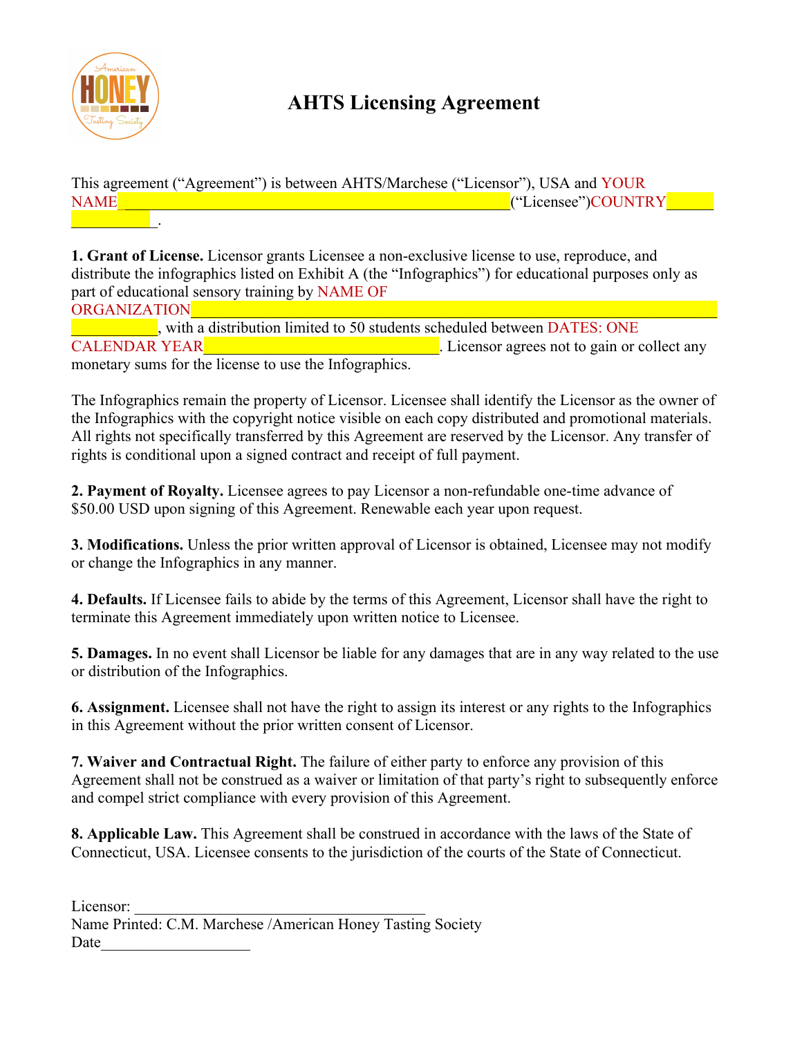# AHTS Licensing Agreement

This agreement ("Agreement") is between AHTS/Marchese ("Licensor"), USA and YOUR NAME\_\_\_\_\_\_\_\_\_\_\_\_\_\_\_\_\_\_\_\_\_\_\_\_\_\_\_\_\_\_\_\_\_\_\_\_\_\_\_\_\_\_\_\_("Licensee")COUNTRY\_\_\_\_\_\_\_\_\_\_\_\_\_\_.

**1. Grant of License.** Licensor grants Licensee a non-exclusive license to use, reproduce, and distribute the infographics listed on Exhibit A (the "Infographics") for educational purposes only as part of educational sensory training by NAME OF ORGANIZATION\_\_\_\_\_\_\_\_\_\_\_\_\_\_\_\_\_\_\_\_\_\_\_\_\_\_\_\_\_\_\_\_\_\_\_\_\_\_\_\_\_\_\_\_\_\_\_\_\_\_\_\_\_\_\_\_\_\_\_\_, with a distribution limited to 50 students scheduled between DATES: ONE CALENDAR YEAR\_\_\_\_\_\_\_\_\_\_\_\_\_\_\_\_\_\_\_\_\_\_\_\_\_\_. Licensor agrees not to gain or collect any monetary sums for the license to use the Infographics.

The Infographics remain the property of Licensor. Licensee shall identify the Licensor as the owner of the Infographics with the copyright notice visible on each copy distributed and promotional materials. All rights not specifically transferred by this Agreement are reserved by the Licensor. Any transfer of rights is conditional upon a signed contract and receipt of full payment.

**2. Payment of Royalty.** Licensee agrees to pay Licensor a non-refundable one-time advance of $50.00 USD upon signing of this Agreement. Renewable each year upon request.

**3. Modifications.** Unless the prior written approval of Licensor is obtained, Licensee may not modify or change the Infographics in any manner.

**4. Defaults.** If Licensee fails to abide by the terms of this Agreement, Licensor shall have the right to terminate this Agreement immediately upon written notice to Licensee.

**5. Damages.** In no event shall Licensor be liable for any damages that are in any way related to the use or distribution of the Infographics.

**6. Assignment.** Licensee shall not have the right to assign its interest or any rights to the Infographics in this Agreement without the prior written consent of Licensor.

**7. Waiver and Contractual Right.** The failure of either party to enforce any provision of this Agreement shall not be construed as a waiver or limitation of that party's right to subsequently enforce and compel strict compliance with every provision of this Agreement.

**8. Applicable Law.** This Agreement shall be construed in accordance with the laws of the State of Connecticut, USA. Licensee consents to the jurisdiction of the courts of the State of Connecticut.

Licensor: \_\_\_\_\_\_\_\_\_\_\_\_\_\_\_\_\_\_\_\_\_\_\_\_\_\_\_\_\_\_\_\_\_\_\_\_
Name Printed: C.M. Marchese /American Honey Tasting Society
Date\_\_\_\_\_\_\_\_\_\_\_\_\_\_\_\_\_\_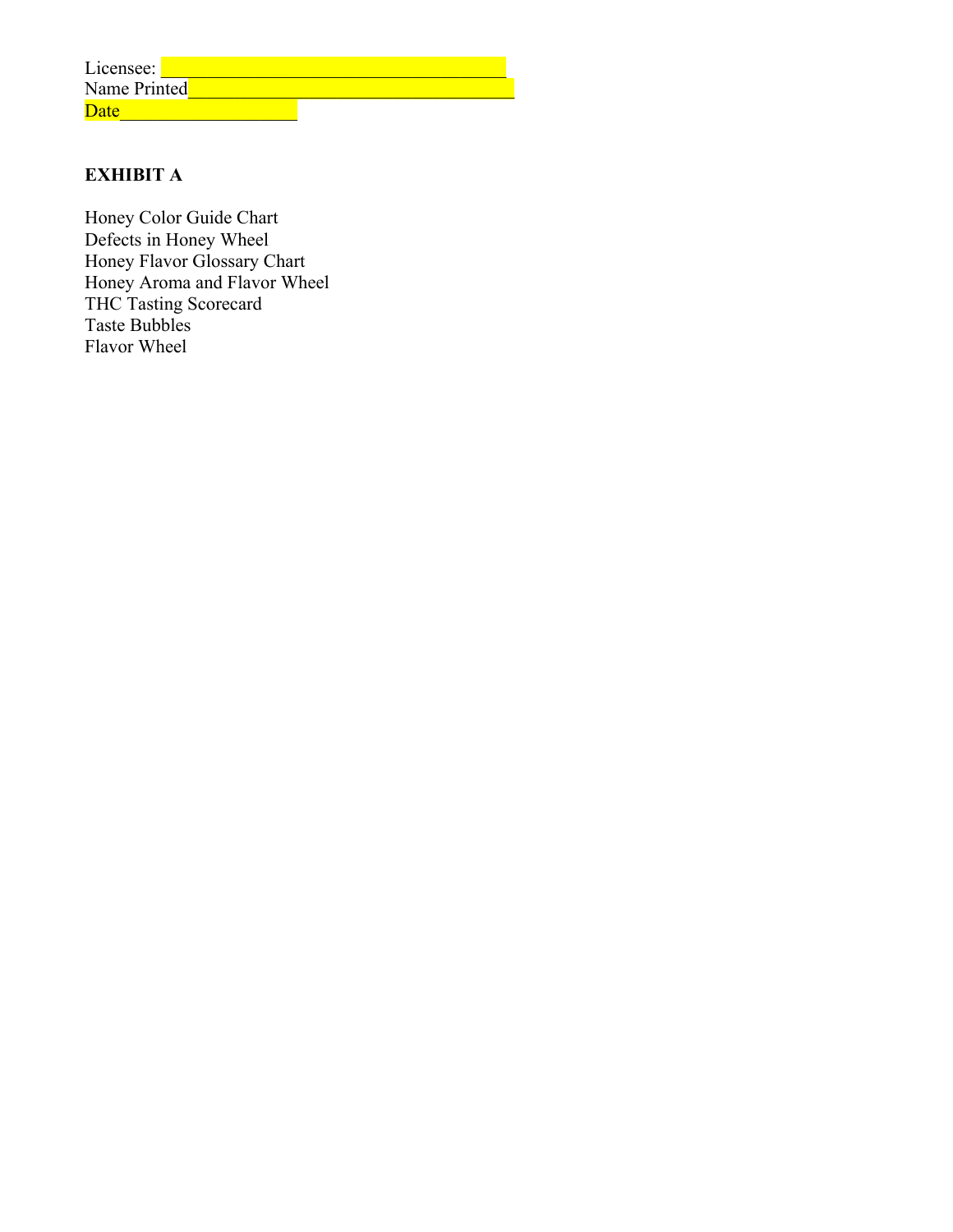Licensee: ___________________________________
Name Printed_________________________________
Date___________________

**EXHIBIT A**

Honey Color Guide Chart
Defects in Honey Wheel
Honey Flavor Glossary Chart
Honey Aroma and Flavor Wheel
THC Tasting Scorecard
Taste Bubbles
Flavor Wheel